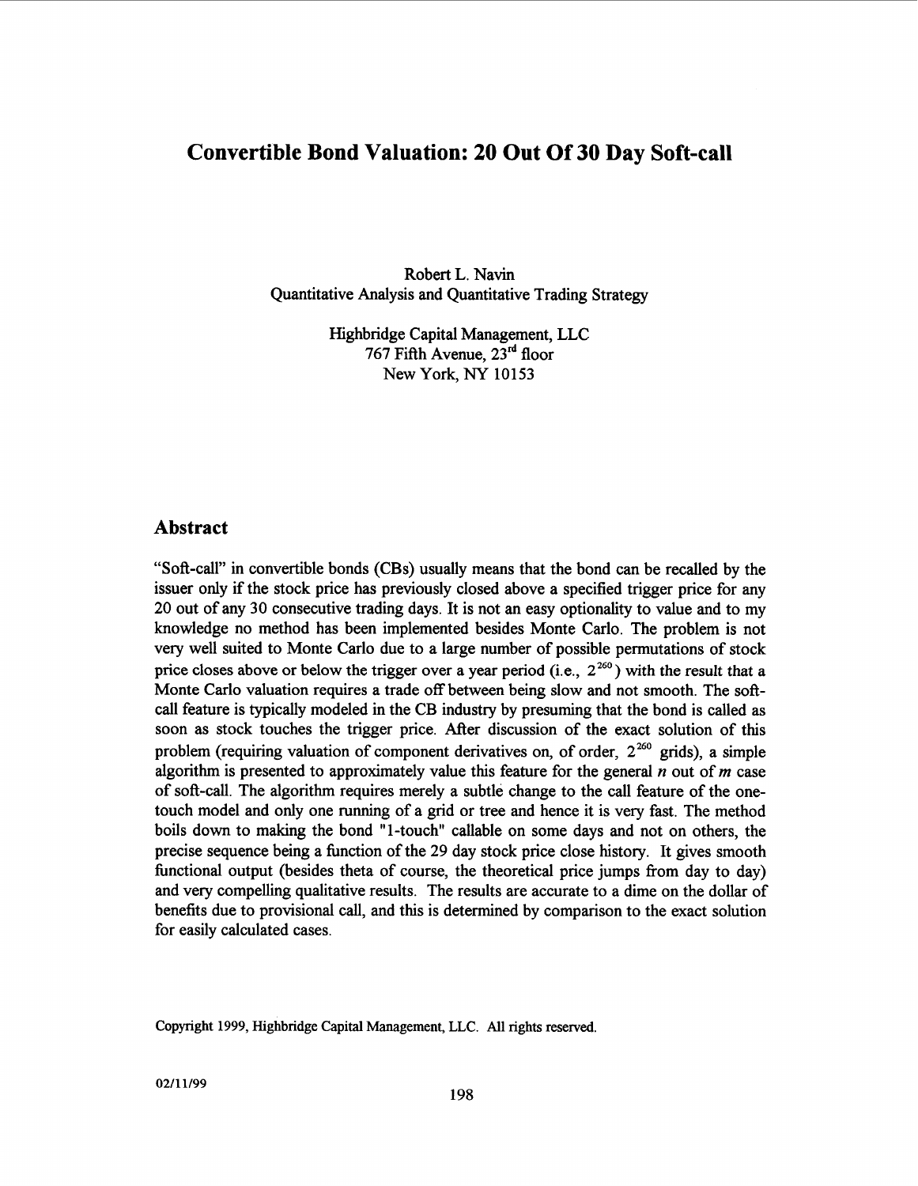# Convertible Bond Valuation: 20 Out Of 30 Day Soft-call

Robert L. Navin
Quantitative Analysis and Quantitative Trading Strategy

Highbridge Capital Management, LLC
767 Fifth Avenue, 23rd floor
New York, NY 10153

## Abstract

"Soft-call" in convertible bonds (CBs) usually means that the bond can be recalled by the issuer only if the stock price has previously closed above a specified trigger price for any 20 out of any 30 consecutive trading days. It is not an easy optionality to value and to my knowledge no method has been implemented besides Monte Carlo. The problem is not very well suited to Monte Carlo due to a large number of possible permutations of stock price closes above or below the trigger over a year period (i.e., $2^{260}$) with the result that a Monte Carlo valuation requires a trade off between being slow and not smooth. The soft-call feature is typically modeled in the CB industry by presuming that the bond is called as soon as stock touches the trigger price. After discussion of the exact solution of this problem (requiring valuation of component derivatives on, of order, $2^{260}$ grids), a simple algorithm is presented to approximately value this feature for the general *n* out of *m* case of soft-call. The algorithm requires merely a subtle change to the call feature of the one-touch model and only one running of a grid or tree and hence it is very fast. The method boils down to making the bond "1-touch" callable on some days and not on others, the precise sequence being a function of the 29 day stock price close history. It gives smooth functional output (besides theta of course, the theoretical price jumps from day to day) and very compelling qualitative results. The results are accurate to a dime on the dollar of benefits due to provisional call, and this is determined by comparison to the exact solution for easily calculated cases.

Copyright 1999, Highbridge Capital Management, LLC. All rights reserved.

02/11/99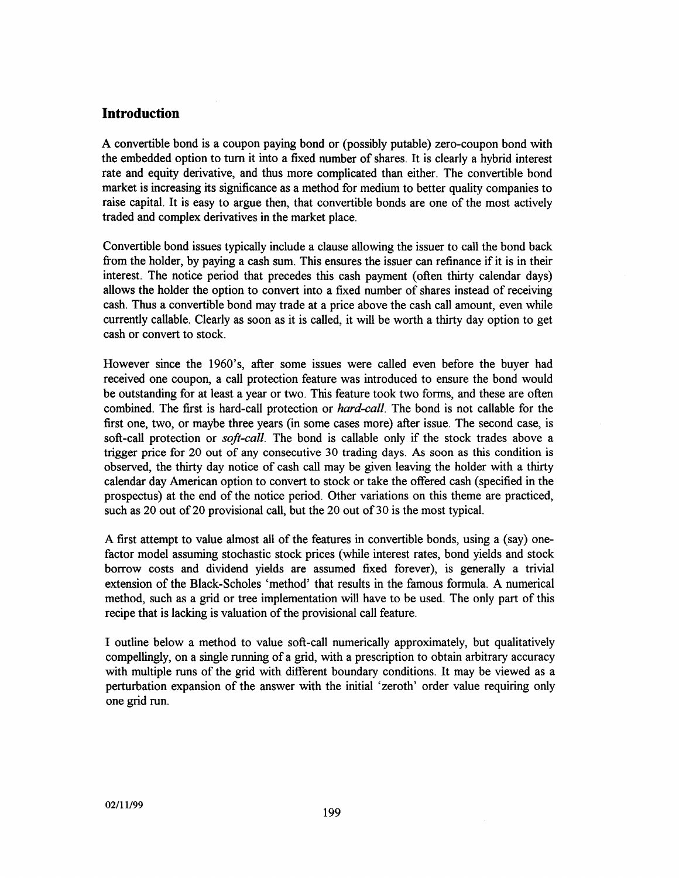## Introduction

A convertible bond is a coupon paying bond or (possibly putable) zero-coupon bond with the embedded option to turn it into a fixed number of shares. It is clearly a hybrid interest rate and equity derivative, and thus more complicated than either. The convertible bond market is increasing its significance as a method for medium to better quality companies to raise capital. It is easy to argue then, that convertible bonds are one of the most actively traded and complex derivatives in the market place.

Convertible bond issues typically include a clause allowing the issuer to call the bond back from the holder, by paying a cash sum. This ensures the issuer can refinance if it is in their interest. The notice period that precedes this cash payment (often thirty calendar days) allows the holder the option to convert into a fixed number of shares instead of receiving cash. Thus a convertible bond may trade at a price above the cash call amount, even while currently callable. Clearly as soon as it is called, it will be worth a thirty day option to get cash or convert to stock.

However since the 1960's, after some issues were called even before the buyer had received one coupon, a call protection feature was introduced to ensure the bond would be outstanding for at least a year or two. This feature took two forms, and these are often combined. The first is hard-call protection or *hard-call*. The bond is not callable for the first one, two, or maybe three years (in some cases more) after issue. The second case, is soft-call protection or *soft-call*. The bond is callable only if the stock trades above a trigger price for 20 out of any consecutive 30 trading days. As soon as this condition is observed, the thirty day notice of cash call may be given leaving the holder with a thirty calendar day American option to convert to stock or take the offered cash (specified in the prospectus) at the end of the notice period. Other variations on this theme are practiced, such as 20 out of 20 provisional call, but the 20 out of 30 is the most typical.

A first attempt to value almost all of the features in convertible bonds, using a (say) one-factor model assuming stochastic stock prices (while interest rates, bond yields and stock borrow costs and dividend yields are assumed fixed forever), is generally a trivial extension of the Black-Scholes 'method' that results in the famous formula. A numerical method, such as a grid or tree implementation will have to be used. The only part of this recipe that is lacking is valuation of the provisional call feature.

I outline below a method to value soft-call numerically approximately, but qualitatively compellingly, on a single running of a grid, with a prescription to obtain arbitrary accuracy with multiple runs of the grid with different boundary conditions. It may be viewed as a perturbation expansion of the answer with the initial 'zeroth' order value requiring only one grid run.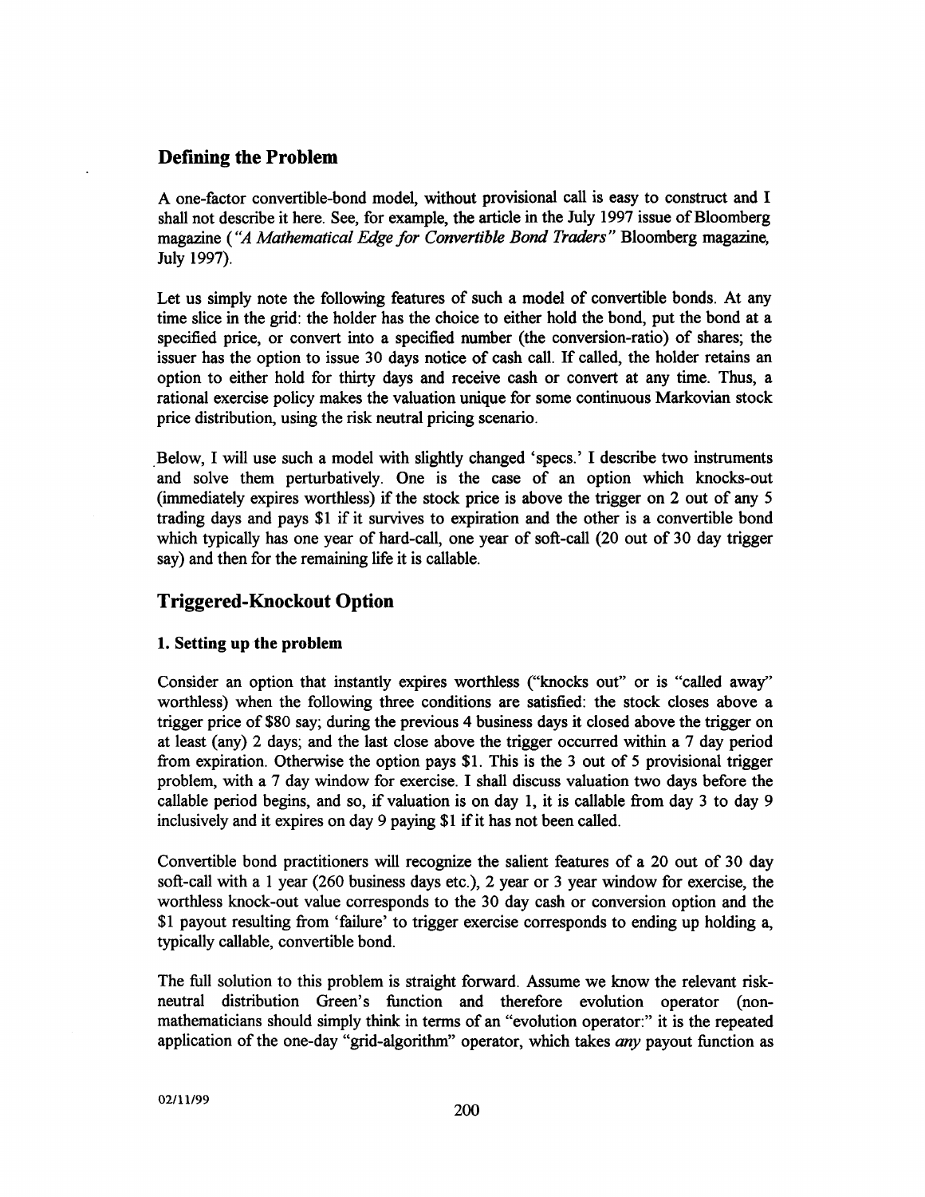## Defining the Problem

A one-factor convertible-bond model, without provisional call is easy to construct and I shall not describe it here. See, for example, the article in the July 1997 issue of Bloomberg magazine (*"A Mathematical Edge for Convertible Bond Traders"* Bloomberg magazine, July 1997).

Let us simply note the following features of such a model of convertible bonds. At any time slice in the grid: the holder has the choice to either hold the bond, put the bond at a specified price, or convert into a specified number (the conversion-ratio) of shares; the issuer has the option to issue 30 days notice of cash call. If called, the holder retains an option to either hold for thirty days and receive cash or convert at any time. Thus, a rational exercise policy makes the valuation unique for some continuous Markovian stock price distribution, using the risk neutral pricing scenario.

Below, I will use such a model with slightly changed 'specs.' I describe two instruments and solve them perturbatively. One is the case of an option which knocks-out (immediately expires worthless) if the stock price is above the trigger on 2 out of any 5 trading days and pays $1 if it survives to expiration and the other is a convertible bond which typically has one year of hard-call, one year of soft-call (20 out of 30 day trigger say) and then for the remaining life it is callable.

## Triggered-Knockout Option

### 1. Setting up the problem

Consider an option that instantly expires worthless ("knocks out" or is "called away" worthless) when the following three conditions are satisfied: the stock closes above a trigger price of $80 say; during the previous 4 business days it closed above the trigger on at least (any) 2 days; and the last close above the trigger occurred within a 7 day period from expiration. Otherwise the option pays $1. This is the 3 out of 5 provisional trigger problem, with a 7 day window for exercise. I shall discuss valuation two days before the callable period begins, and so, if valuation is on day 1, it is callable from day 3 to day 9 inclusively and it expires on day 9 paying $1 if it has not been called.

Convertible bond practitioners will recognize the salient features of a 20 out of 30 day soft-call with a 1 year (260 business days etc.), 2 year or 3 year window for exercise, the worthless knock-out value corresponds to the 30 day cash or conversion option and the $1 payout resulting from 'failure' to trigger exercise corresponds to ending up holding a, typically callable, convertible bond.

The full solution to this problem is straight forward. Assume we know the relevant risk-neutral distribution Green's function and therefore evolution operator (non-mathematicians should simply think in terms of an "evolution operator:" it is the repeated application of the one-day "grid-algorithm" operator, which takes *any* payout function as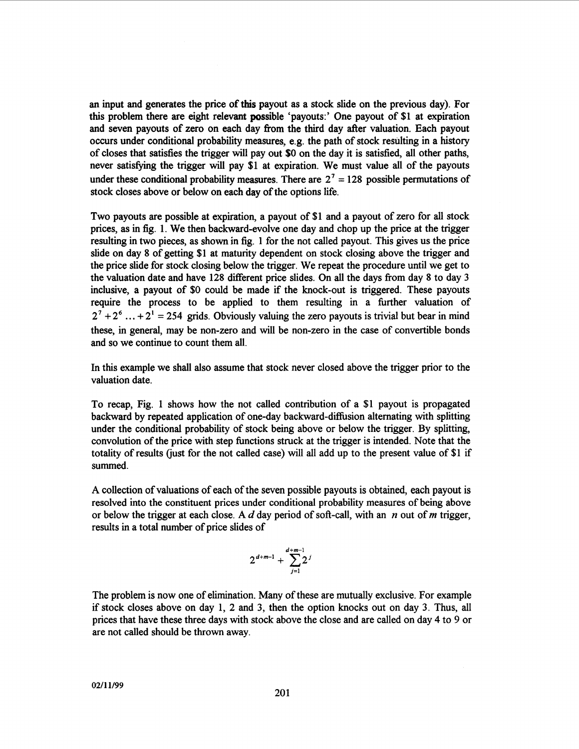an input and generates the price of this payout as a stock slide on the previous day). For this problem there are eight relevant possible 'payouts:' One payout of $1 at expiration and seven payouts of zero on each day from the third day after valuation. Each payout occurs under conditional probability measures, e.g. the path of stock resulting in a history of closes that satisfies the trigger will pay out $0 on the day it is satisfied, all other paths, never satisfying the trigger will pay $1 at expiration. We must value all of the payouts under these conditional probability measures. There are $2^7 = 128$ possible permutations of stock closes above or below on each day of the options life.

Two payouts are possible at expiration, a payout of $1 and a payout of zero for all stock prices, as in fig. 1. We then backward-evolve one day and chop up the price at the trigger resulting in two pieces, as shown in fig. 1 for the not called payout. This gives us the price slide on day 8 of getting $1 at maturity dependent on stock closing above the trigger and the price slide for stock closing below the trigger. We repeat the procedure until we get to the valuation date and have 128 different price slides. On all the days from day 8 to day 3 inclusive, a payout of $0 could be made if the knock-out is triggered. These payouts require the process to be applied to them resulting in a further valuation of $2^7 + 2^6 \ldots + 2^1 = 254$ grids. Obviously valuing the zero payouts is trivial but bear in mind these, in general, may be non-zero and will be non-zero in the case of convertible bonds and so we continue to count them all.

In this example we shall also assume that stock never closed above the trigger prior to the valuation date.

To recap, Fig. 1 shows how the not called contribution of a $1 payout is propagated backward by repeated application of one-day backward-diffusion alternating with splitting under the conditional probability of stock being above or below the trigger. By splitting, convolution of the price with step functions struck at the trigger is intended. Note that the totality of results (just for the not called case) will all add up to the present value of $1 if summed.

A collection of valuations of each of the seven possible payouts is obtained, each payout is resolved into the constituent prices under conditional probability measures of being above or below the trigger at each close. A $d$ day period of soft-call, with an $n$ out of $m$ trigger, results in a total number of price slides of

$$2^{d+m-1} + \sum_{j=1}^{d+m-1} 2^j$$

The problem is now one of elimination. Many of these are mutually exclusive. For example if stock closes above on day 1, 2 and 3, then the option knocks out on day 3. Thus, all prices that have these three days with stock above the close and are called on day 4 to 9 or are not called should be thrown away.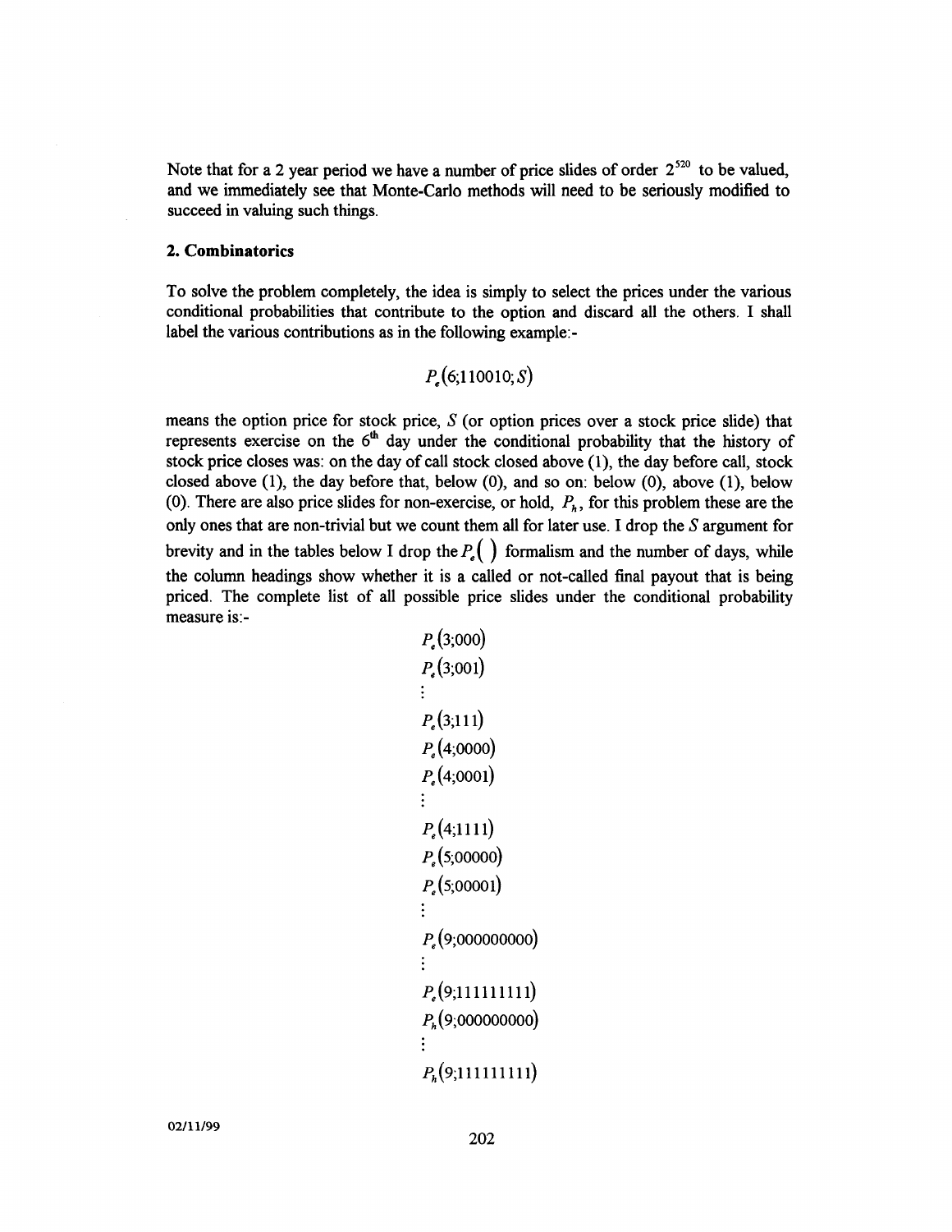Note that for a 2 year period we have a number of price slides of order $2^{520}$ to be valued, and we immediately see that Monte-Carlo methods will need to be seriously modified to succeed in valuing such things.

## 2. Combinatorics

To solve the problem completely, the idea is simply to select the prices under the various conditional probabilities that contribute to the option and discard all the others. I shall label the various contributions as in the following example:-

$$P_e(6;110010;S)$$

means the option price for stock price, $S$ (or option prices over a stock price slide) that represents exercise on the 6[th] day under the conditional probability that the history of stock price closes was: on the day of call stock closed above (1), the day before call, stock closed above (1), the day before that, below (0), and so on: below (0), above (1), below (0). There are also price slides for non-exercise, or hold, $P_h$, for this problem these are the only ones that are non-trivial but we count them all for later use. I drop the $S$ argument for brevity and in the tables below I drop the $P_e(\,)$ formalism and the number of days, while the column headings show whether it is a called or not-called final payout that is being priced. The complete list of all possible price slides under the conditional probability measure is:-

$$
\begin{aligned}
&P_e(3;000)\\
&P_e(3;001)\\
&\vdots\\
&P_e(3;111)\\
&P_e(4;0000)\\
&P_e(4;0001)\\
&\vdots\\
&P_e(4;1111)\\
&P_e(5;00000)\\
&P_e(5;00001)\\
&\vdots\\
&P_e(9;000000000)\\
&\vdots\\
&P_e(9;111111111)\\
&P_h(9;000000000)\\
&\vdots\\
&P_h(9;111111111)
\end{aligned}
$$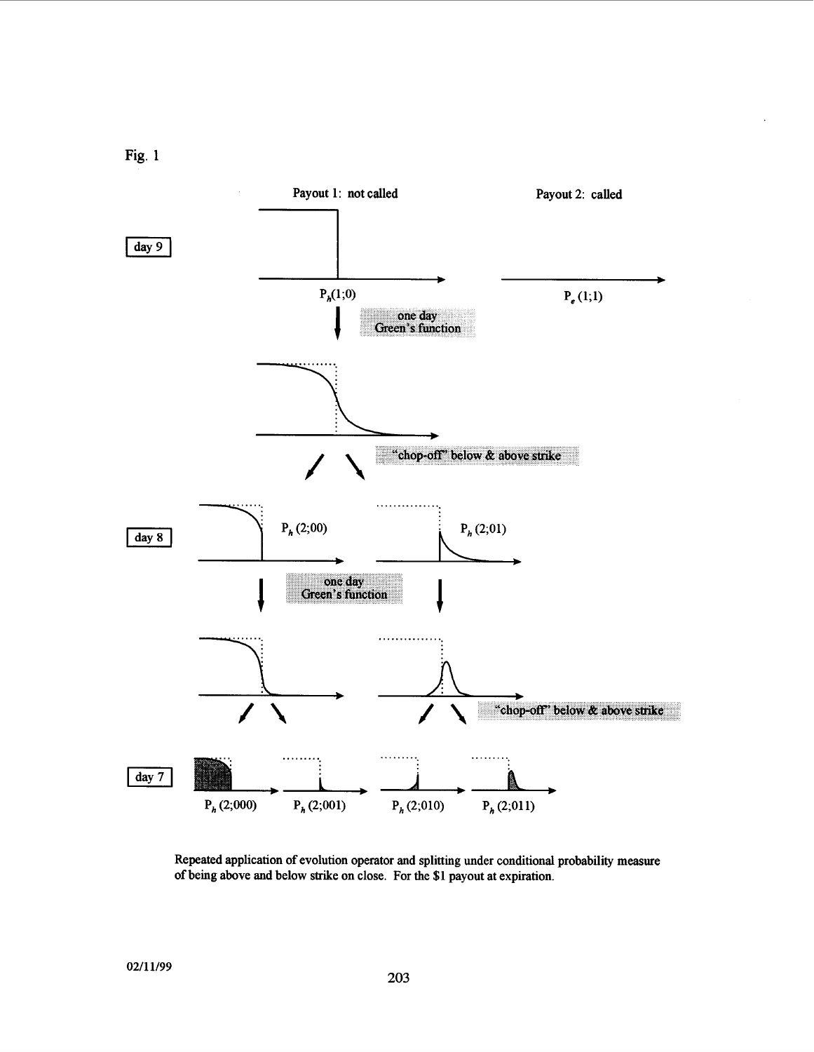Fig. 1

Payout 1: not called

Payout 2: called

day 9

$P_h(1;0)$

$P_e(1;1)$

one day Green's function

"chop-off" below & above strike

day 8

$P_h(2;00)$

$P_h(2;01)$

one day Green's function

"chop-off" below & above strike

day 7

$P_h(2;000)$ $P_h(2;001)$ $P_h(2;010)$ $P_h(2;011)$

**Repeated application of evolution operator and splitting under conditional probability measure of being above and below strike on close. For the \$1 payout at expiration.**

02/11/99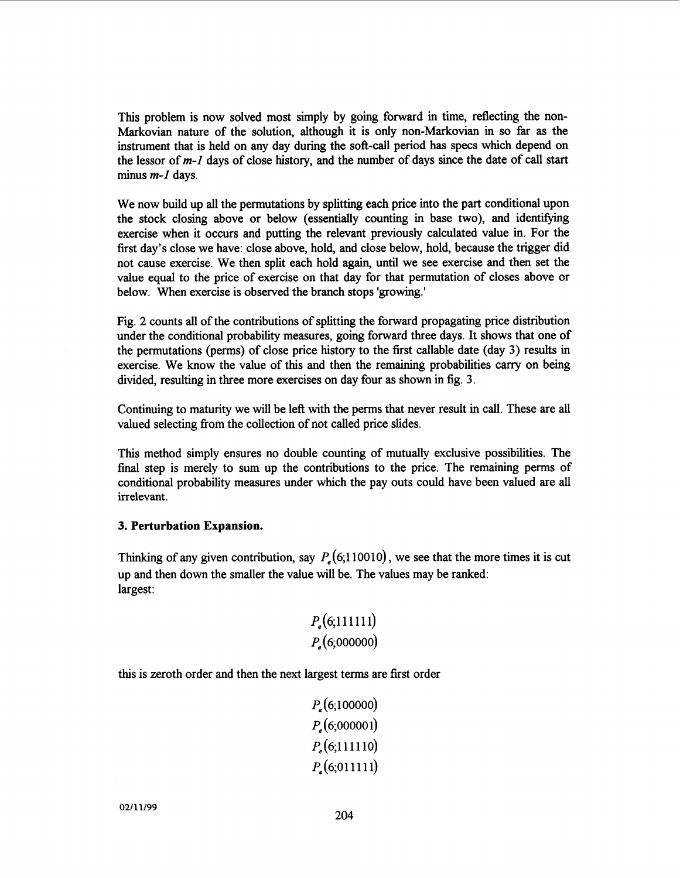This problem is now solved most simply by going forward in time, reflecting the non-Markovian nature of the solution, although it is only non-Markovian in so far as the instrument that is held on any day during the soft-call period has specs which depend on the lessor of $m-1$ days of close history, and the number of days since the date of call start minus $m-1$ days.

We now build up all the permutations by splitting each price into the part conditional upon the stock closing above or below (essentially counting in base two), and identifying exercise when it occurs and putting the relevant previously calculated value in. For the first day's close we have: close above, hold, and close below, hold, because the trigger did not cause exercise. We then split each hold again, until we see exercise and then set the value equal to the price of exercise on that day for that permutation of closes above or below. When exercise is observed the branch stops 'growing.'

Fig. 2 counts all of the contributions of splitting the forward propagating price distribution under the conditional probability measures, going forward three days. It shows that one of the permutations (perms) of close price history to the first callable date (day 3) results in exercise. We know the value of this and then the remaining probabilities carry on being divided, resulting in three more exercises on day four as shown in fig. 3.

Continuing to maturity we will be left with the perms that never result in call. These are all valued selecting from the collection of not called price slides.

This method simply ensures no double counting of mutually exclusive possibilities. The final step is merely to sum up the contributions to the price. The remaining perms of conditional probability measures under which the pay outs could have been valued are all irrelevant.

### 3. Perturbation Expansion.

Thinking of any given contribution, say $P_e(6;110010)$, we see that the more times it is cut up and then down the smaller the value will be. The values may be ranked:
largest:

$$P_e(6;111111)$$
$$P_e(6;000000)$$

this is zeroth order and then the next largest terms are first order

$$P_e(6;100000)$$
$$P_e(6;000001)$$
$$P_e(6;111110)$$
$$P_e(6;011111)$$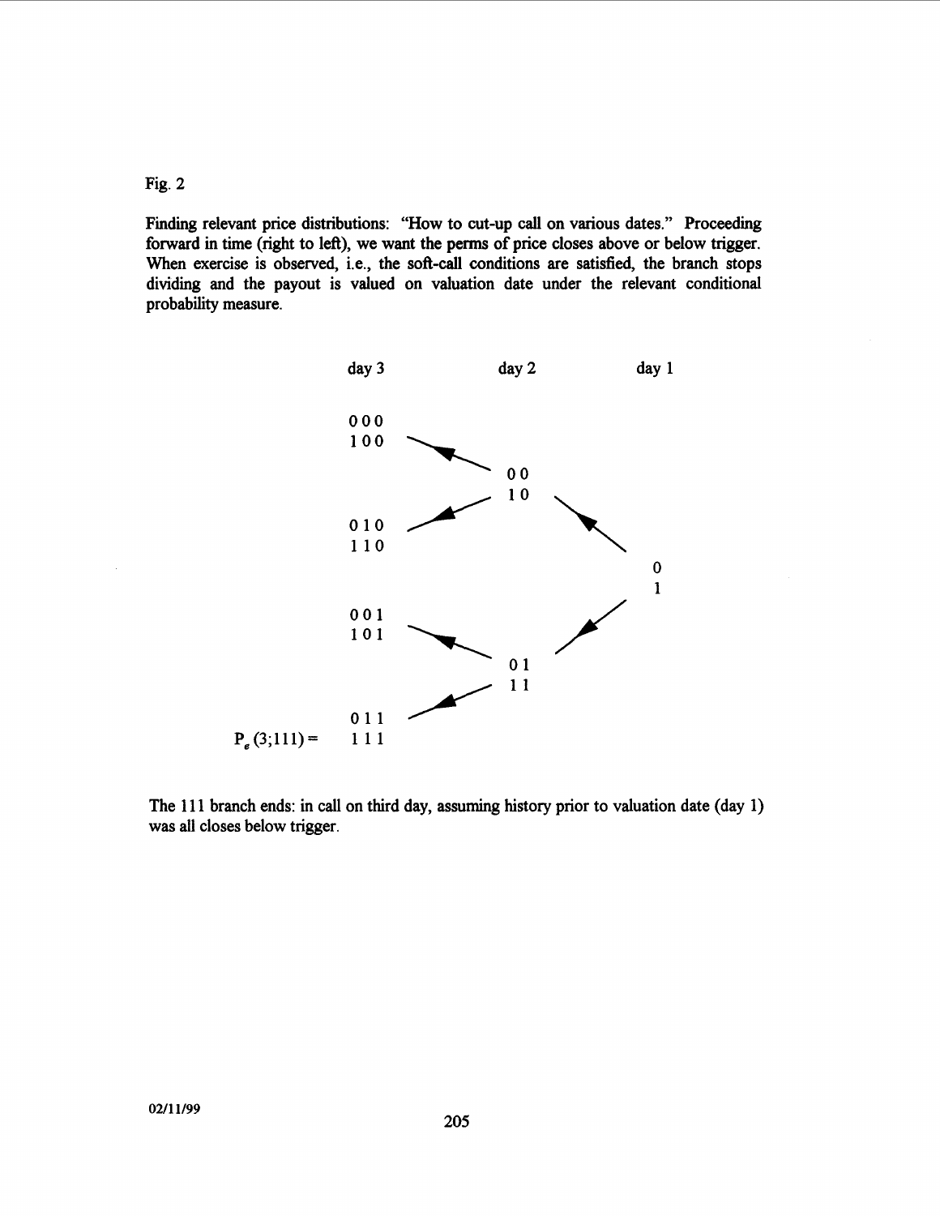Fig. 2

Finding relevant price distributions: "How to cut-up call on various dates." Proceeding forward in time (right to left), we want the perms of price closes above or below trigger. When exercise is observed, i.e., the soft-call conditions are satisfied, the branch stops dividing and the payout is valued on valuation date under the relevant conditional probability measure.

| | day 3 | day 2 | day 1 |
|---|---|---|---|
| | 000 | | |
| | 100 | | |
| | | 00 | |
| | | 10 | |
| | 010 | | |
| | 110 | | |
| | | | 0 |
| | | | 1 |
| | 001 | | |
| | 101 | | |
| | | 01 | |
| | | 11 | |
| | 011 | | |
| $P_e(3;111) =$ | 111 | | |

The 111 branch ends: in call on third day, assuming history prior to valuation date (day 1) was all closes below trigger.

02/11/99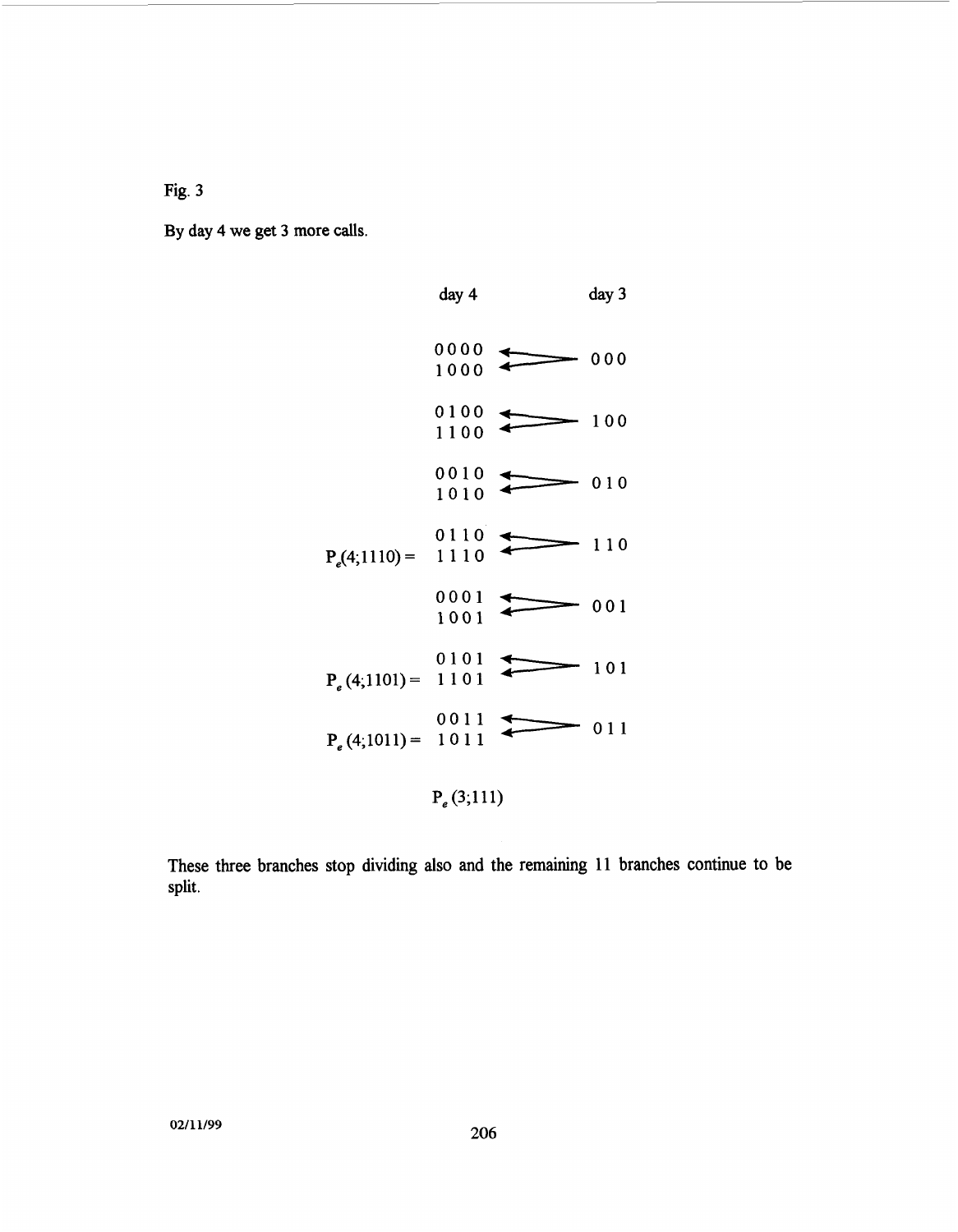Fig. 3

By day 4 we get 3 more calls.

| | day 4 | | day 3 |
|---|---|---|---|
| | 0000 | ← | 000 |
| | 1000 | ← | |
| | 0100 | ← | 100 |
| | 1100 | ← | |
| | 0010 | ← | 010 |
| | 1010 | ← | |
| | 0110 | ← | 110 |
| $P_e(4;1110) =$ | 1110 | ← | |
| | 0001 | ← | 001 |
| | 1001 | ← | |
| | 0101 | ← | 101 |
| $P_e(4;1101) =$ | 1101 | ← | |
| | 0011 | ← | 011 |
| $P_e(4;1011) =$ | 1011 | ← | |

$P_e(3;111)$

These three branches stop dividing also and the remaining 11 branches continue to be split.

02/11/99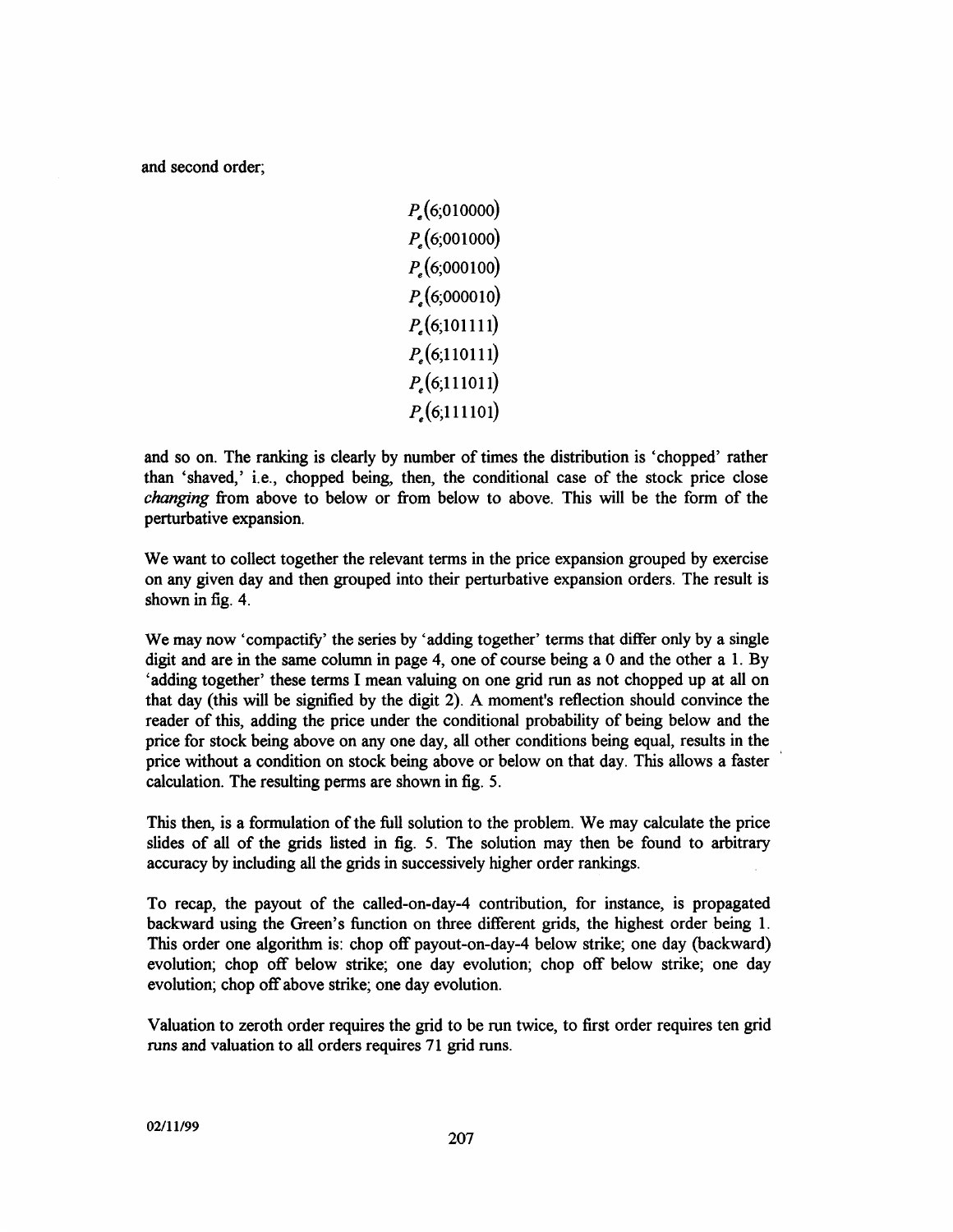and second order;

$$P_e(6;010000)$$
$$P_e(6;001000)$$
$$P_e(6;000100)$$
$$P_e(6;000010)$$
$$P_e(6;101111)$$
$$P_e(6;110111)$$
$$P_e(6;111011)$$
$$P_e(6;111101)$$

and so on. The ranking is clearly by number of times the distribution is 'chopped' rather than 'shaved,' i.e., chopped being, then, the conditional case of the stock price close *changing* from above to below or from below to above. This will be the form of the perturbative expansion.

We want to collect together the relevant terms in the price expansion grouped by exercise on any given day and then grouped into their perturbative expansion orders. The result is shown in fig. 4.

We may now 'compactify' the series by 'adding together' terms that differ only by a single digit and are in the same column in page 4, one of course being a 0 and the other a 1. By 'adding together' these terms I mean valuing on one grid run as not chopped up at all on that day (this will be signified by the digit 2). A moment's reflection should convince the reader of this, adding the price under the conditional probability of being below and the price for stock being above on any one day, all other conditions being equal, results in the price without a condition on stock being above or below on that day. This allows a faster calculation. The resulting perms are shown in fig. 5.

This then, is a formulation of the full solution to the problem. We may calculate the price slides of all of the grids listed in fig. 5. The solution may then be found to arbitrary accuracy by including all the grids in successively higher order rankings.

To recap, the payout of the called-on-day-4 contribution, for instance, is propagated backward using the Green's function on three different grids, the highest order being 1. This order one algorithm is: chop off payout-on-day-4 below strike; one day (backward) evolution; chop off below strike; one day evolution; chop off below strike; one day evolution; chop off above strike; one day evolution.

Valuation to zeroth order requires the grid to be run twice, to first order requires ten grid runs and valuation to all orders requires 71 grid runs.

02/11/99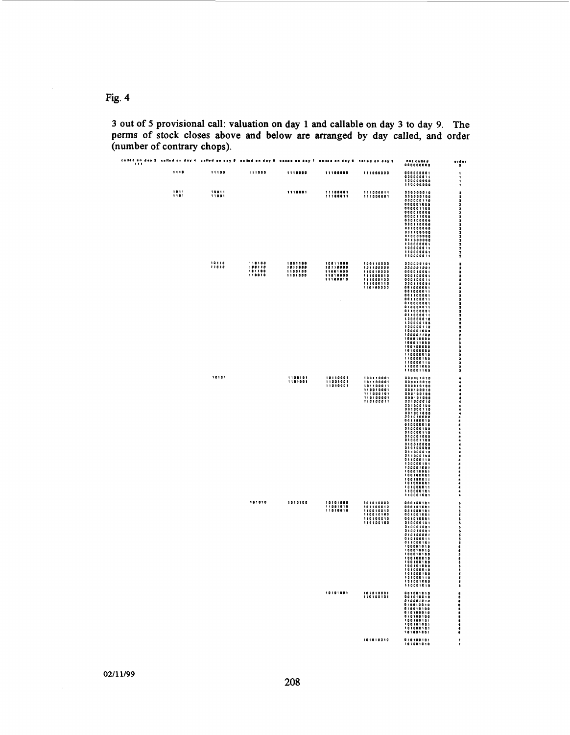Fig. 4

3 out of 5 provisional call: valuation on day 1 and callable on day 3 to day 9. The perms of stock closes above and below are arranged by day called, and order (number of contrary chops).

| called on day 3 | called on day 4 | called on day 5 | called on day 6 | called on day 7 | called on day 8 | called on day 9 | not called | order |
|---|---|---|---|---|---|---|---|---|
| 111 | | | | | | | 000000000 | 0 |
| | 1110 | 11100 | 111000 | 1110000 | 11100000 | 111000000 | 000000001<br>000000011<br>100000000<br>110000000 | 1<br>1<br>1<br>1 |
| | 1011<br>1101 | 10011<br>11001 | | 1110001 | 11100001<br>11100011 | 111000011<br>111000001 | 000000010<br>000000100<br>000000110<br>000001000<br>000001100<br>000010000<br>000011000<br>000100000<br>000110000<br>001000000<br>001100000<br>010000000<br>011000000<br>100000001<br>100000011<br>110000001<br>110000011 | 2<br>2<br>2<br>2<br>2<br>2<br>2<br>2<br>2<br>2<br>2<br>2<br>2<br>2<br>2<br>2<br>2 |
| | | 10110<br>11010 | 110100<br>100110<br>101100<br>110010 | 1001100<br>1011000<br>1100100<br>1101000 | 10011000<br>10110000<br>11001000<br>11010000<br>11100010 | 100110000<br>101100000<br>110010000<br>111000010<br>111000100<br>111000110<br>110100000 | 000000101<br>000001001<br>000010001<br>000100001<br>000100011<br>000110001<br>001000001<br>001000011<br>001100001<br>001100011<br>010000001<br>010000011<br>011000001<br>011000011<br>100000010<br>100000100<br>100000110<br>100001000<br>100001100<br>100010000<br>100011000<br>100100000<br>101000000<br>110000010<br>110000100<br>110000110<br>110001000<br>110001100 | 3<br>3<br>3<br>3<br>3<br>3<br>3<br>3<br>3<br>3<br>3<br>3<br>3<br>3<br>3<br>3<br>3<br>3<br>3<br>3<br>3<br>3<br>3<br>3<br>3<br>3<br>3<br>3 |
| | | 10101 | | 1100101<br>1101001 | 10110001<br>11001001<br>11010001 | 100110001<br>101100001<br>101100011<br>110010001<br>111000101<br>110100001<br>110100011 | 000001010<br>000010010<br>000010100<br>000100010<br>000100100<br>000101000<br>001000010<br>001000100<br>001000110<br>001001000<br>001010000<br>001100010<br>010000010<br>010000100<br>010000110<br>010001000<br>010001100<br>010010000<br>010100000<br>011000010<br>011000100<br>011000110<br>100000101<br>100001001<br>100010001<br>100100001<br>100100011<br>101000001<br>101000011<br>110000101<br>110001001 | 4<br>4<br>4<br>4<br>4<br>4<br>4<br>4<br>4<br>4<br>4<br>4<br>4<br>4<br>4<br>4<br>4<br>4<br>4<br>4<br>4<br>4<br>4<br>4<br>4<br>4<br>4<br>4<br>4<br>4<br>4 |
| | | | 101010 | 1010100 | 10101000<br>11001010<br>11010010 | 101010000<br>101100010<br>110010010<br>110010100<br>110100010<br>110100100 | 000100101<br>000101001<br>001000101<br>001001001<br>001010001<br>010000101<br>010001001<br>010010001<br>010100001<br>010100011<br>011000101<br>100001010<br>100010010<br>100010100<br>100100010<br>100100100<br>100101000<br>101000010<br>101000100<br>101000110<br>101001000<br>110001010 | 5<br>5<br>5<br>5<br>5<br>5<br>5<br>5<br>5<br>5<br>5<br>5<br>5<br>5<br>5<br>5<br>5<br>5<br>5<br>5<br>5<br>5 |
| | | | | | 10101001 | 101010001<br>110100101 | 001001010<br>001010010<br>010001010<br>010010010<br>010010100<br>010100010<br>010100100<br>100100101<br>100101001<br>101000101<br>101001001 | 6<br>6<br>6<br>6<br>6<br>6<br>6<br>6<br>6<br>6<br>6 |
| | | | | | | 101010010 | 010100101<br>101001010 | 7<br>7 |

02/11/99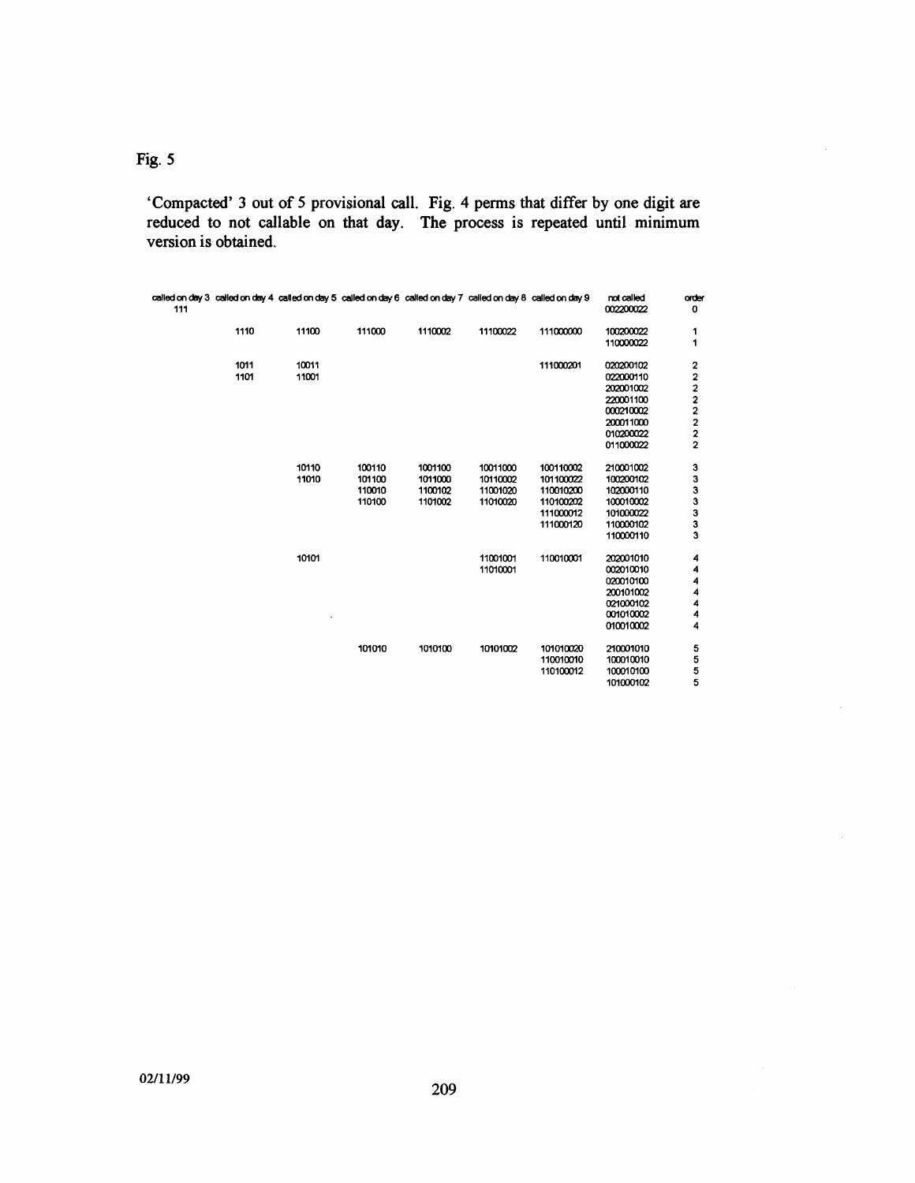Fig. 5

'Compacted' 3 out of 5 provisional call. Fig. 4 perms that differ by one digit are reduced to not callable on that day. The process is repeated until minimum version is obtained.

| called on day 3 | called on day 4 | called on day 5 | called on day 6 | called on day 7 | called on day 8 | called on day 9 | not called | order |
|---|---|---|---|---|---|---|---|---|
| 111 | | | | | | | 002200022 | 0 |
| | 1110 | 11100 | 111000 | 1110002 | 11100022 | 111000000 | 100200022 | 1 |
| | | | | | | | 110000022 | 1 |
| | 1011 | 10011 | | | | 111000201 | 020200102 | 2 |
| | 1101 | 11001 | | | | | 022000110 | 2 |
| | | | | | | | 202001002 | 2 |
| | | | | | | | 220001100 | 2 |
| | | | | | | | 000210002 | 2 |
| | | | | | | | 200011000 | 2 |
| | | | | | | | 010200022 | 2 |
| | | | | | | | 011000022 | 2 |
| | | 10110 | 100110 | 1001100 | 10011000 | 100110002 | 210001002 | 3 |
| | | 11010 | 101100 | 1011000 | 10110002 | 101100022 | 100200102 | 3 |
| | | | 110010 | 1100102 | 11001020 | 110010200 | 102000110 | 3 |
| | | | 110100 | 1101002 | 11010020 | 110100202 | 100010002 | 3 |
| | | | | | | 111000012 | 101000022 | 3 |
| | | | | | | 111000120 | 110000102 | 3 |
| | | | | | | | 110000110 | 3 |
| | | 10101 | | | 11001001 | 110010001 | 202001010 | 4 |
| | | | | | 11010001 | | 002010010 | 4 |
| | | | | | | | 020010100 | 4 |
| | | | | | | | 200101002 | 4 |
| | | | | | | | 021000102 | 4 |
| | | | | | | | 001010002 | 4 |
| | | | | | | | 010010002 | 4 |
| | | | 101010 | 1010100 | 10101002 | 101010020 | 210001010 | 5 |
| | | | | | | 110010010 | 100010010 | 5 |
| | | | | | | 110100012 | 100010100 | 5 |
| | | | | | | | 101000102 | 5 |

02/11/99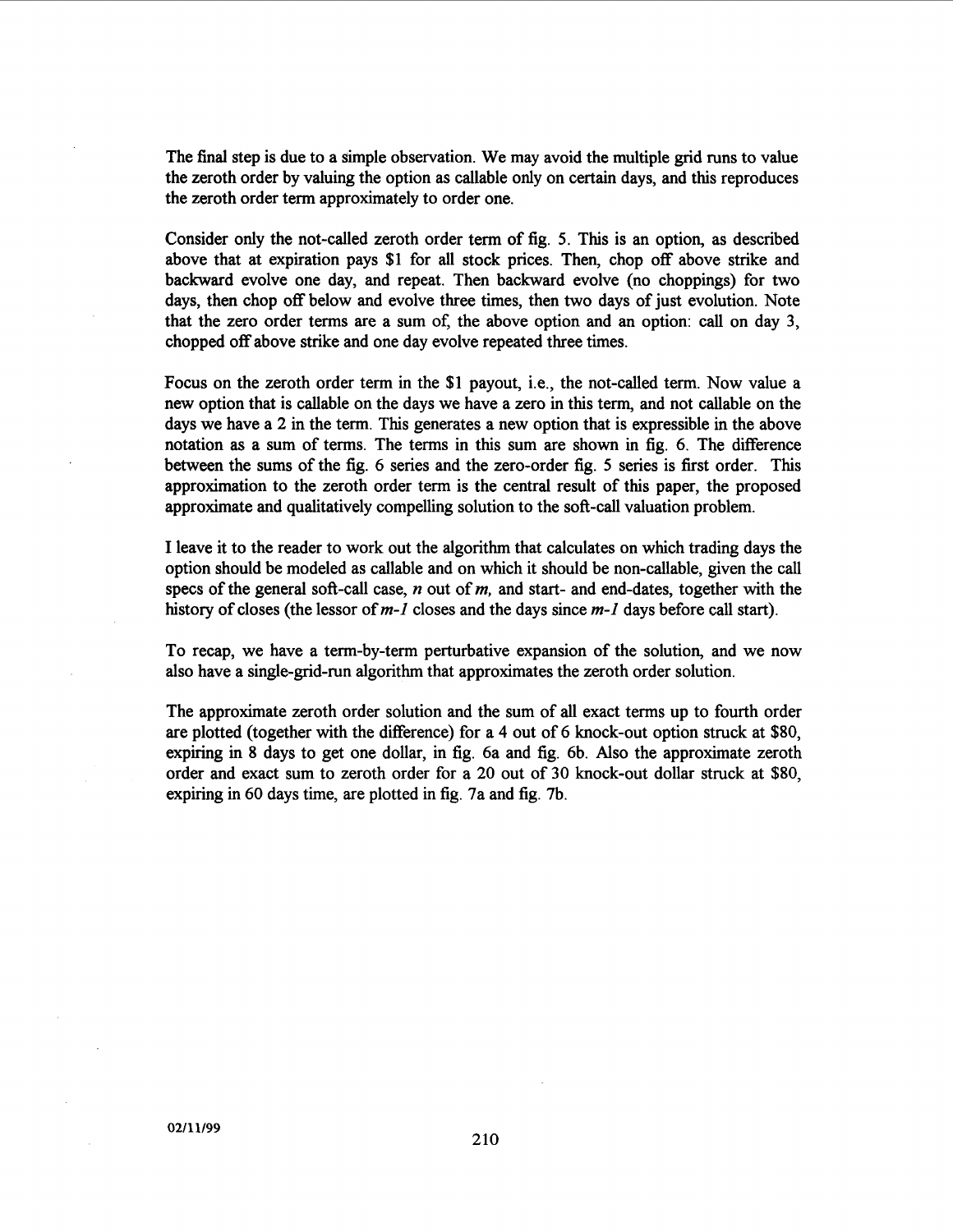The final step is due to a simple observation. We may avoid the multiple grid runs to value the zeroth order by valuing the option as callable only on certain days, and this reproduces the zeroth order term approximately to order one.

Consider only the not-called zeroth order term of fig. 5. This is an option, as described above that at expiration pays $1 for all stock prices. Then, chop off above strike and backward evolve one day, and repeat. Then backward evolve (no choppings) for two days, then chop off below and evolve three times, then two days of just evolution. Note that the zero order terms are a sum of, the above option and an option: call on day 3, chopped off above strike and one day evolve repeated three times.

Focus on the zeroth order term in the $1 payout, i.e., the not-called term. Now value a new option that is callable on the days we have a zero in this term, and not callable on the days we have a 2 in the term. This generates a new option that is expressible in the above notation as a sum of terms. The terms in this sum are shown in fig. 6. The difference between the sums of the fig. 6 series and the zero-order fig. 5 series is first order. This approximation to the zeroth order term is the central result of this paper, the proposed approximate and qualitatively compelling solution to the soft-call valuation problem.

I leave it to the reader to work out the algorithm that calculates on which trading days the option should be modeled as callable and on which it should be non-callable, given the call specs of the general soft-call case, $n$ out of $m$, and start- and end-dates, together with the history of closes (the lessor of $m-1$ closes and the days since $m-1$ days before call start).

To recap, we have a term-by-term perturbative expansion of the solution, and we now also have a single-grid-run algorithm that approximates the zeroth order solution.

The approximate zeroth order solution and the sum of all exact terms up to fourth order are plotted (together with the difference) for a 4 out of 6 knock-out option struck at $80, expiring in 8 days to get one dollar, in fig. 6a and fig. 6b. Also the approximate zeroth order and exact sum to zeroth order for a 20 out of 30 knock-out dollar struck at $80, expiring in 60 days time, are plotted in fig. 7a and fig. 7b.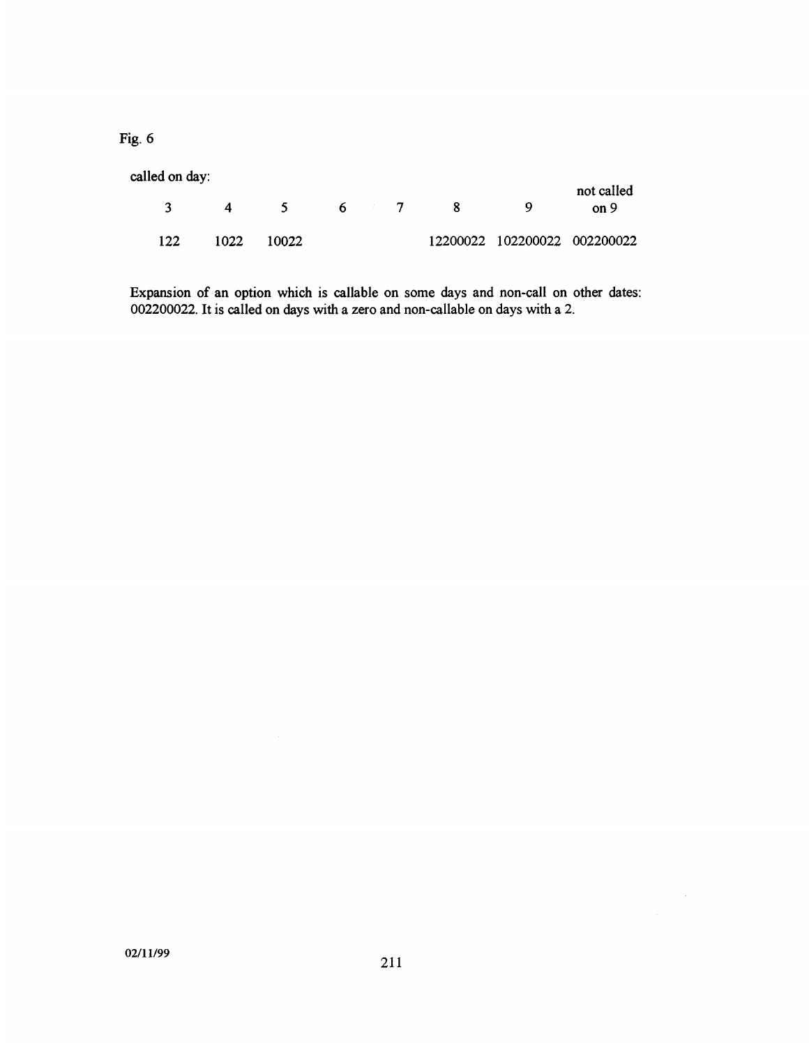Fig. 6

called on day:

| 3 | 4 | 5 | 6 | 7 | 8 | 9 | not called on 9 |
|---|---|---|---|---|---|---|---|
| 122 | 1022 | 10022 | | | 12200022 | 102200022 | 002200022 |

Expansion of an option which is callable on some days and non-call on other dates: 002200022. It is called on days with a zero and non-callable on days with a 2.

02/11/99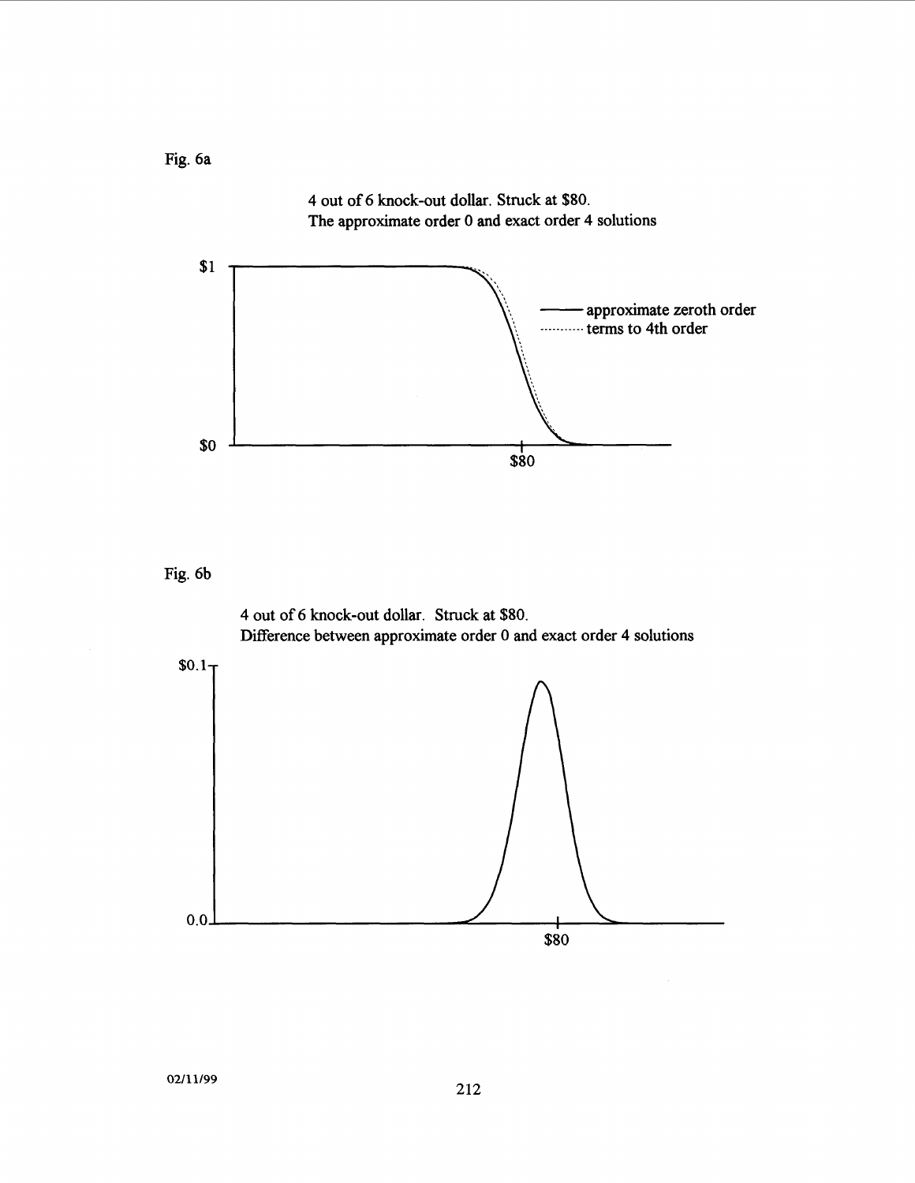Fig. 6a

4 out of 6 knock-out dollar. Struck at $80.
The approximate order 0 and exact order 4 solutions

$1

approximate zeroth order
terms to 4th order

$0

$80

Fig. 6b

4 out of 6 knock-out dollar. Struck at $80.
Difference between approximate order 0 and exact order 4 solutions

$0.1

0.0

$80

02/11/99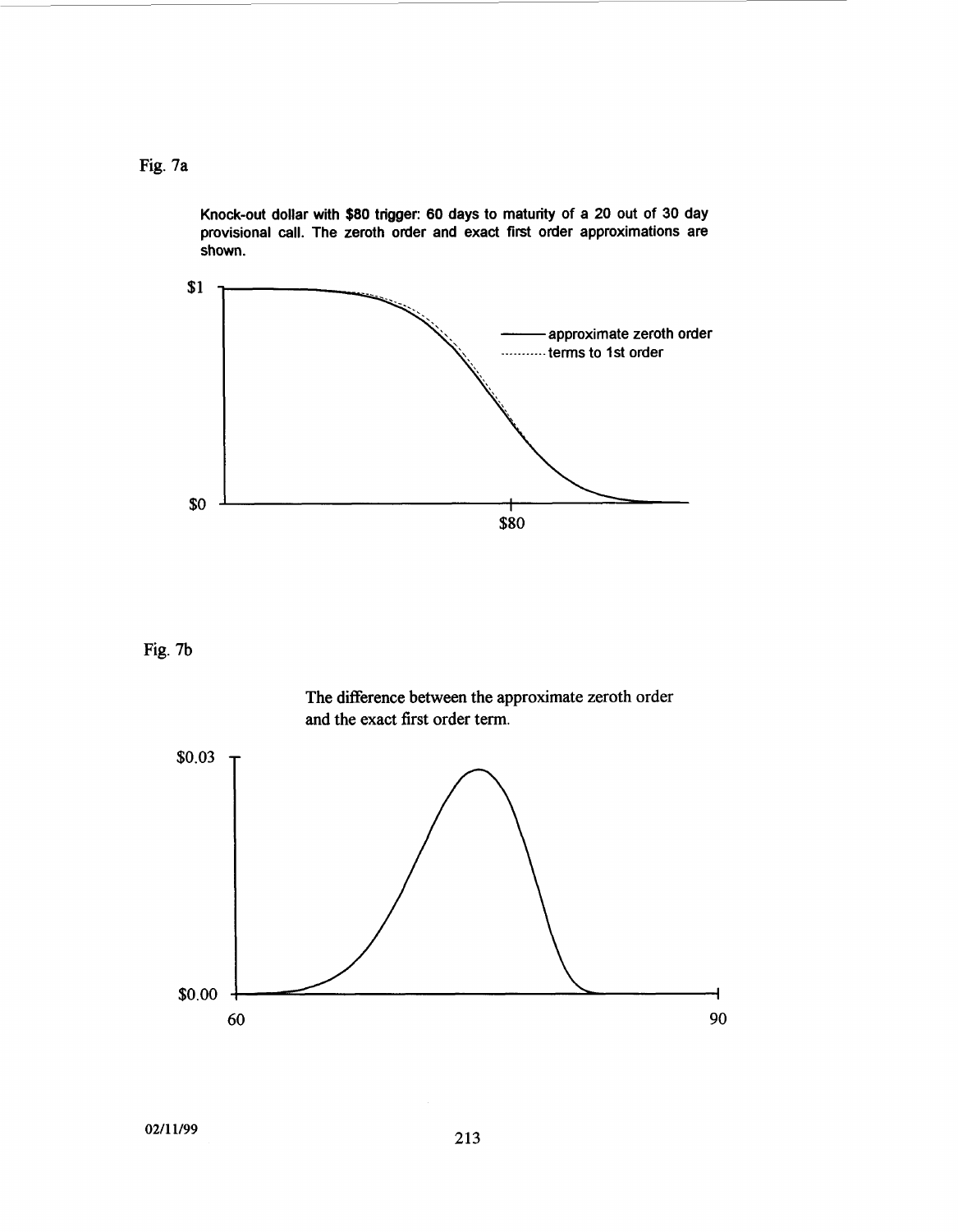Fig. 7a

**Knock-out dollar with $80 trigger: 60 days to maturity of a 20 out of 30 day provisional call. The zeroth order and exact first order approximations are shown.**

Fig. 7b

The difference between the approximate zeroth order and the exact first order term.

02/11/99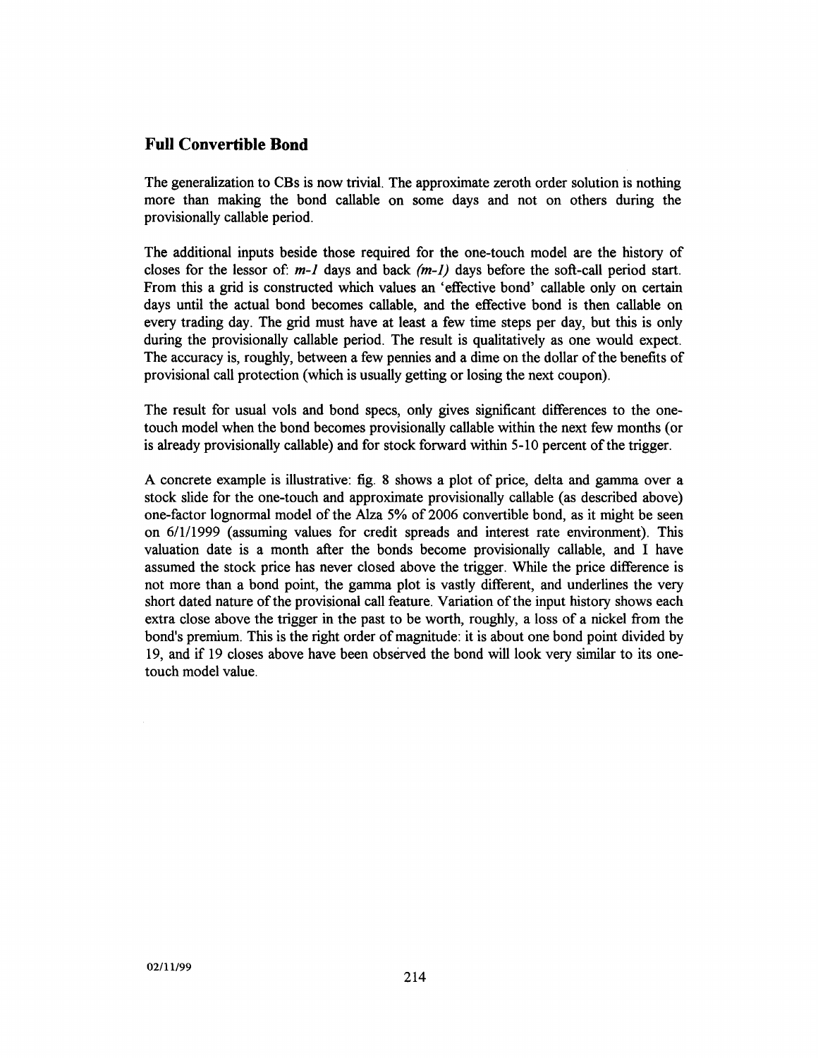## Full Convertible Bond

The generalization to CBs is now trivial. The approximate zeroth order solution is nothing more than making the bond callable on some days and not on others during the provisionally callable period.

The additional inputs beside those required for the one-touch model are the history of closes for the lessor of: *m-1* days and back *(m-1)* days before the soft-call period start. From this a grid is constructed which values an 'effective bond' callable only on certain days until the actual bond becomes callable, and the effective bond is then callable on every trading day. The grid must have at least a few time steps per day, but this is only during the provisionally callable period. The result is qualitatively as one would expect. The accuracy is, roughly, between a few pennies and a dime on the dollar of the benefits of provisional call protection (which is usually getting or losing the next coupon).

The result for usual vols and bond specs, only gives significant differences to the one-touch model when the bond becomes provisionally callable within the next few months (or is already provisionally callable) and for stock forward within 5-10 percent of the trigger.

A concrete example is illustrative: fig. 8 shows a plot of price, delta and gamma over a stock slide for the one-touch and approximate provisionally callable (as described above) one-factor lognormal model of the Alza 5% of 2006 convertible bond, as it might be seen on 6/1/1999 (assuming values for credit spreads and interest rate environment). This valuation date is a month after the bonds become provisionally callable, and I have assumed the stock price has never closed above the trigger. While the price difference is not more than a bond point, the gamma plot is vastly different, and underlines the very short dated nature of the provisional call feature. Variation of the input history shows each extra close above the trigger in the past to be worth, roughly, a loss of a nickel from the bond's premium. This is the right order of magnitude: it is about one bond point divided by 19, and if 19 closes above have been observed the bond will look very similar to its one-touch model value.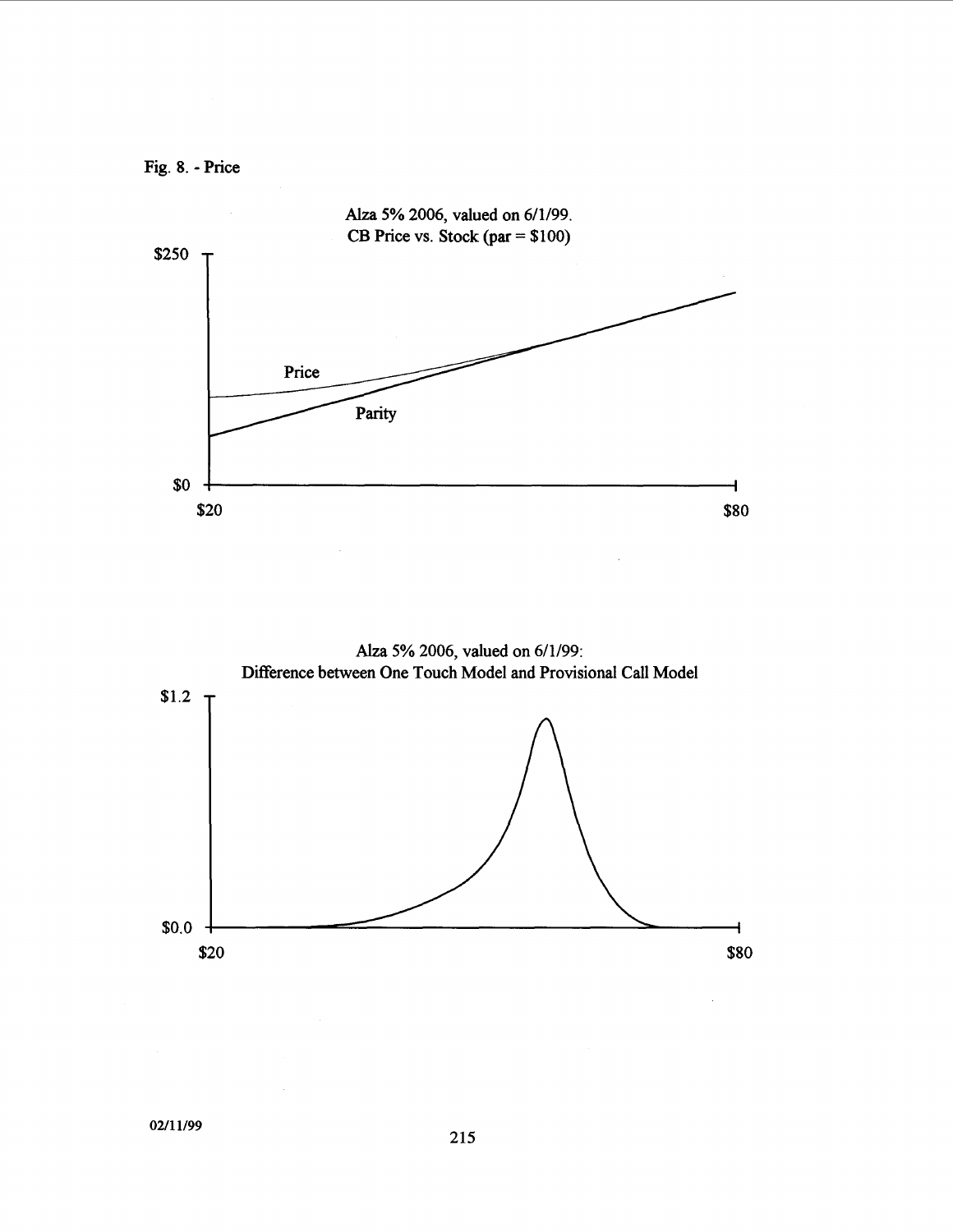Fig. 8. - Price

Alza 5% 2006, valued on 6/1/99.
CB Price vs. Stock (par = $100)

$250

Price

Parity

$0

$20

$80

Alza 5% 2006, valued on 6/1/99:
Difference between One Touch Model and Provisional Call Model

$1.2

$0.0

$20

$80

02/11/99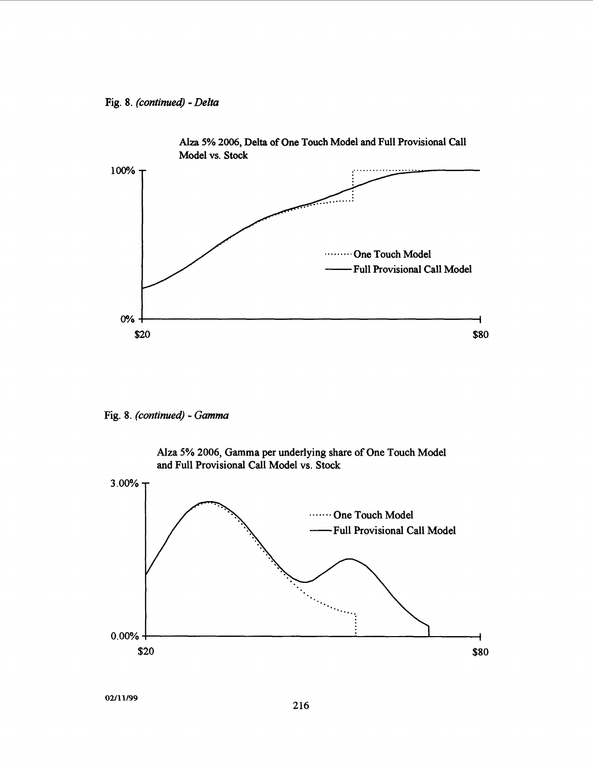Fig. 8. *(continued) - Delta*

Alza 5% 2006, Delta of One Touch Model and Full Provisional Call Model vs. Stock

Fig. 8. *(continued) - Gamma*

Alza 5% 2006, Gamma per underlying share of One Touch Model and Full Provisional Call Model vs. Stock

02/11/99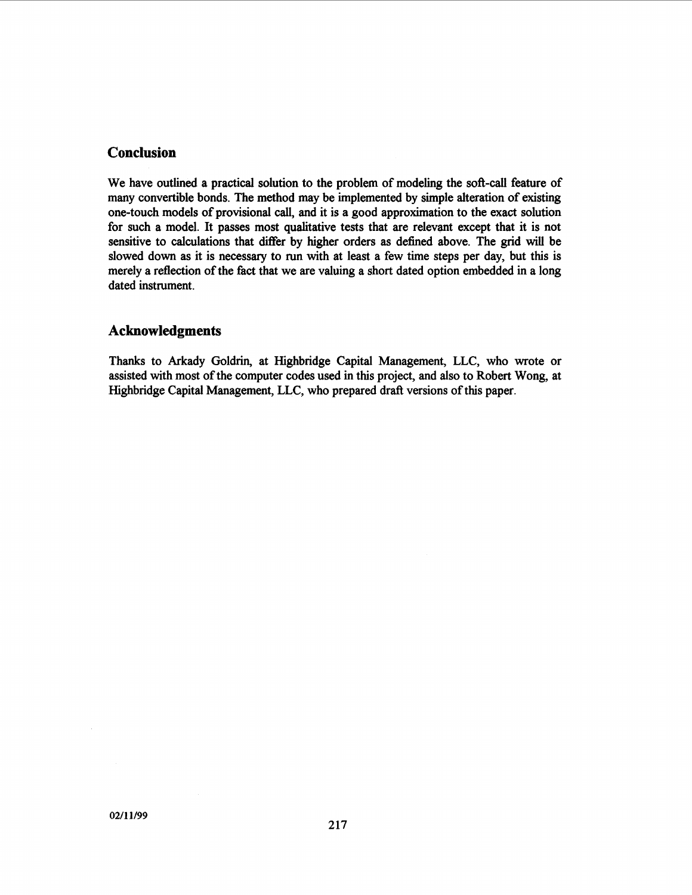## Conclusion

We have outlined a practical solution to the problem of modeling the soft-call feature of many convertible bonds. The method may be implemented by simple alteration of existing one-touch models of provisional call, and it is a good approximation to the exact solution for such a model. It passes most qualitative tests that are relevant except that it is not sensitive to calculations that differ by higher orders as defined above. The grid will be slowed down as it is necessary to run with at least a few time steps per day, but this is merely a reflection of the fact that we are valuing a short dated option embedded in a long dated instrument.

## Acknowledgments

Thanks to Arkady Goldrin, at Highbridge Capital Management, LLC, who wrote or assisted with most of the computer codes used in this project, and also to Robert Wong, at Highbridge Capital Management, LLC, who prepared draft versions of this paper.